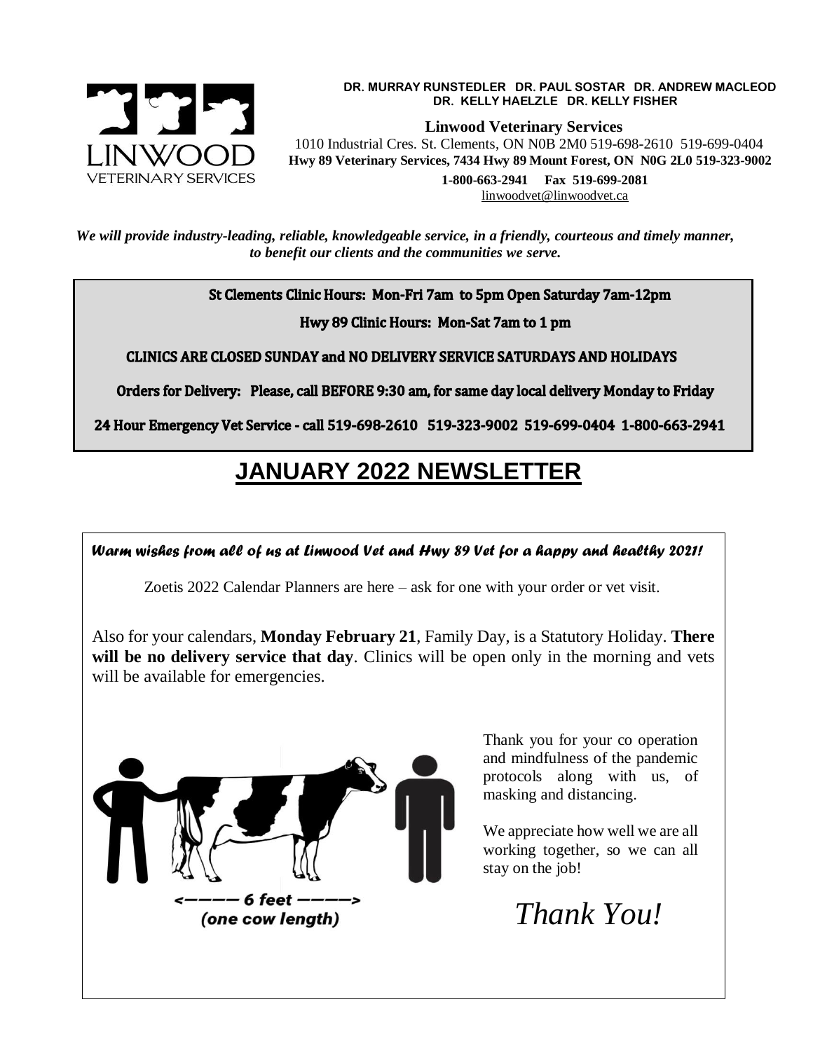**DR. MURRAY RUNSTEDLER DR. PAUL SOSTAR DR. ANDREW MACLEOD**
**DR. KELLY HAELZLE DR. KELLY FISHER**

**Linwood Veterinary Services**
1010 Industrial Cres. St. Clements, ON N0B 2M0 519-698-2610 519-699-0404
**Hwy 89 Veterinary Services, 7434 Hwy 89 Mount Forest, ON N0G 2L0 519-323-9002**
**1-800-663-2941 Fax 519-699-2081**
linwoodvet@linwoodvet.ca

***We will provide industry-leading, reliable, knowledgeable service, in a friendly, courteous and timely manner, to benefit our clients and the communities we serve.***

**St Clements Clinic Hours: Mon-Fri 7am to 5pm Open Saturday 7am-12pm**

**Hwy 89 Clinic Hours: Mon-Sat 7am to 1 pm**

**CLINICS ARE CLOSED SUNDAY and NO DELIVERY SERVICE SATURDAYS AND HOLIDAYS**

**Orders for Delivery: Please, call BEFORE 9:30 am, for same day local delivery Monday to Friday**

**24 Hour Emergency Vet Service - call 519-698-2610 519-323-9002 519-699-0404 1-800-663-2941**

# JANUARY 2022 NEWSLETTER

***Warm wishes from all of us at Linwood Vet and Hwy 89 Vet for a happy and healthy 2021!***

Zoetis 2022 Calendar Planners are here – ask for one with your order or vet visit.

Also for your calendars, **Monday February 21**, Family Day, is a Statutory Holiday. **There will be no delivery service that day**. Clinics will be open only in the morning and vets will be available for emergencies.

<----- 6 feet ----->
(one cow length)

Thank you for your co operation and mindfulness of the pandemic protocols along with us, of masking and distancing.

We appreciate how well we are all working together, so we can all stay on the job!

*Thank You!*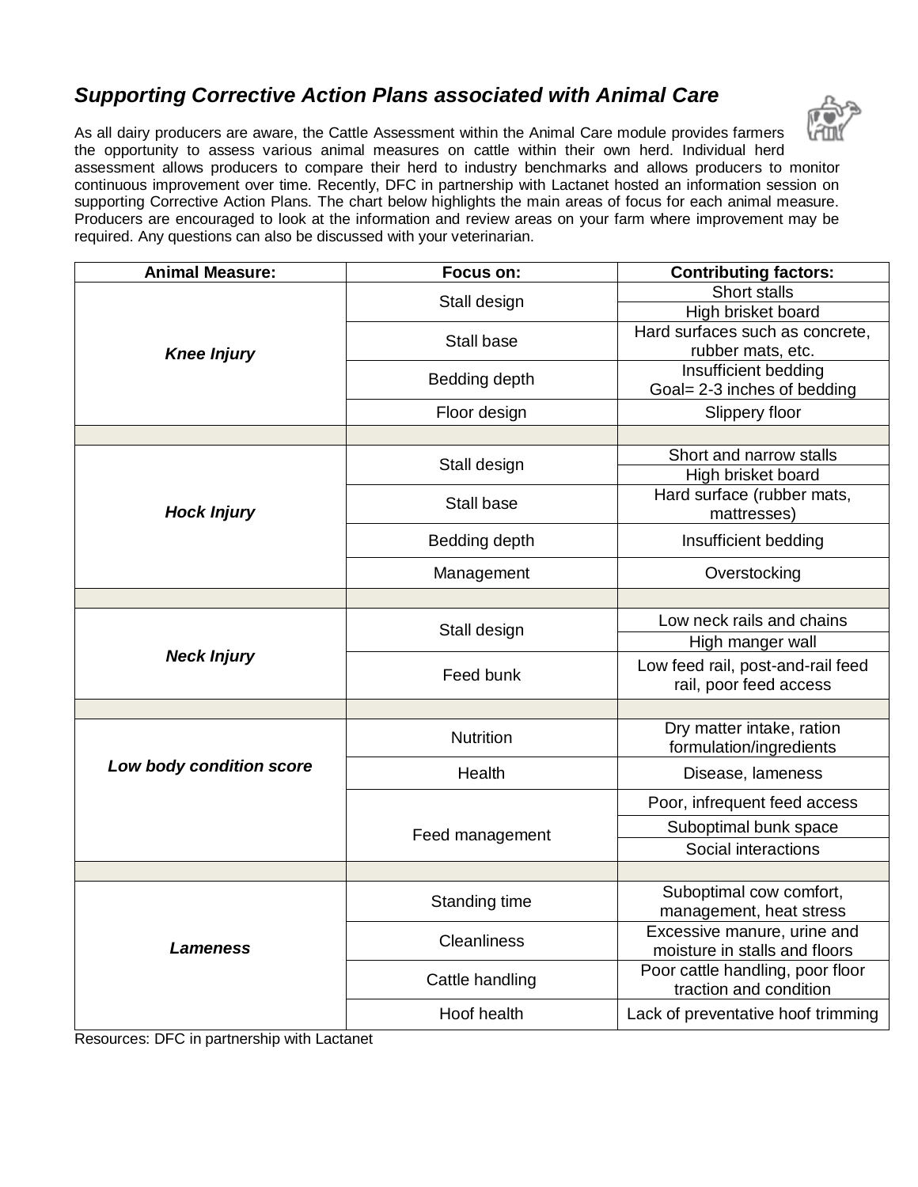## *Supporting Corrective Action Plans associated with Animal Care*

As all dairy producers are aware, the Cattle Assessment within the Animal Care module provides farmers the opportunity to assess various animal measures on cattle within their own herd. Individual herd assessment allows producers to compare their herd to industry benchmarks and allows producers to monitor continuous improvement over time. Recently, DFC in partnership with Lactanet hosted an information session on supporting Corrective Action Plans. The chart below highlights the main areas of focus for each animal measure. Producers are encouraged to look at the information and review areas on your farm where improvement may be required. Any questions can also be discussed with your veterinarian.

| Animal Measure: | Focus on: | Contributing factors: |
|---|---|---|
| ***Knee Injury*** | Stall design | Short stalls |
| | | High brisket board |
| | Stall base | Hard surfaces such as concrete, rubber mats, etc. |
| | Bedding depth | Insufficient bedding<br>Goal= 2-3 inches of bedding |
| | Floor design | Slippery floor |
| | | |
| ***Hock Injury*** | Stall design | Short and narrow stalls |
| | | High brisket board |
| | Stall base | Hard surface (rubber mats, mattresses) |
| | Bedding depth | Insufficient bedding |
| | Management | Overstocking |
| | | |
| ***Neck Injury*** | Stall design | Low neck rails and chains |
| | | High manger wall |
| | Feed bunk | Low feed rail, post-and-rail feed rail, poor feed access |
| | | |
| ***Low body condition score*** | Nutrition | Dry matter intake, ration formulation/ingredients |
| | Health | Disease, lameness |
| | Feed management | Poor, infrequent feed access |
| | | Suboptimal bunk space |
| | | Social interactions |
| | | |
| ***Lameness*** | Standing time | Suboptimal cow comfort, management, heat stress |
| | Cleanliness | Excessive manure, urine and moisture in stalls and floors |
| | Cattle handling | Poor cattle handling, poor floor traction and condition |
| | Hoof health | Lack of preventative hoof trimming |

Resources: DFC in partnership with Lactanet